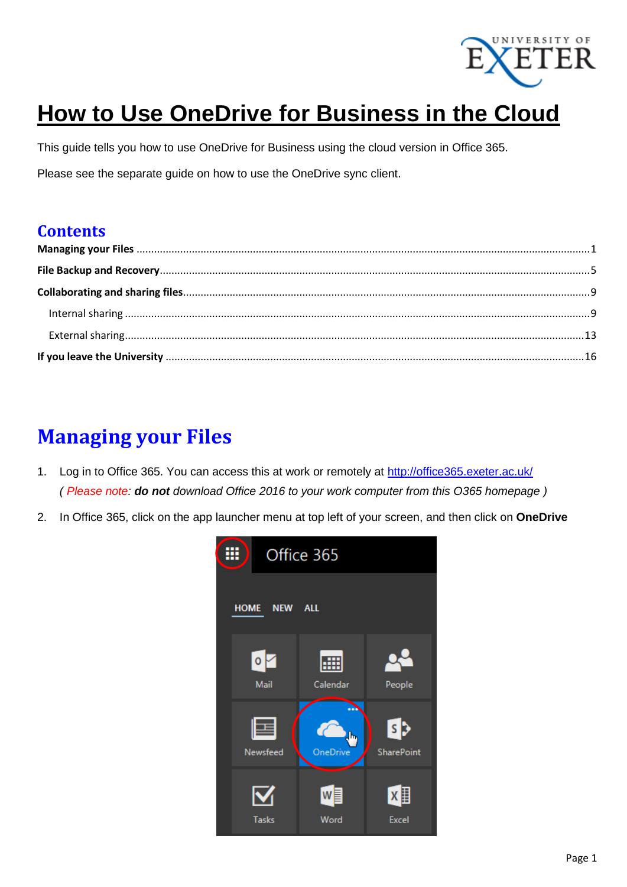# How to Use OneDrive for Business in the Cloud

This guide tells you how to use OneDrive for Business using the cloud version in Office 365.

Please see the separate guide on how to use the OneDrive sync client.

## Contents

**Managing your Files** .......... 1

**File Backup and Recovery** .......... 5

**Collaborating and sharing files** .......... 9

  Internal sharing .......... 9

  External sharing .......... 13

**If you leave the University** .......... 16

## Managing your Files

1. Log in to Office 365. You can access this at work or remotely at http://office365.exeter.ac.uk/
   *( Please note: **do not** download Office 2016 to your work computer from this O365 homepage )*
2. In Office 365, click on the app launcher menu at top left of your screen, and then click on **OneDrive**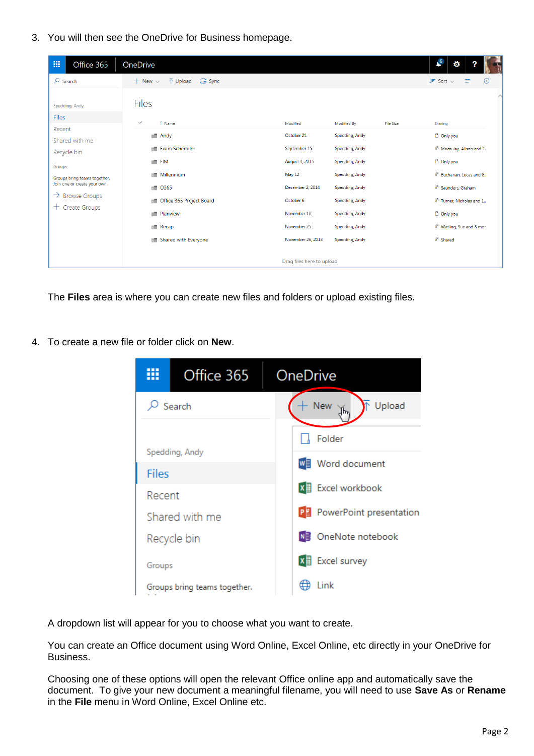3. You will then see the OneDrive for Business homepage.

The **Files** area is where you can create new files and folders or upload existing files.

4. To create a new file or folder click on **New**.

A dropdown list will appear for you to choose what you want to create.

You can create an Office document using Word Online, Excel Online, etc directly in your OneDrive for Business.

Choosing one of these options will open the relevant Office online app and automatically save the document. To give your new document a meaningful filename, you will need to use **Save As** or **Rename** in the **File** menu in Word Online, Excel Online etc.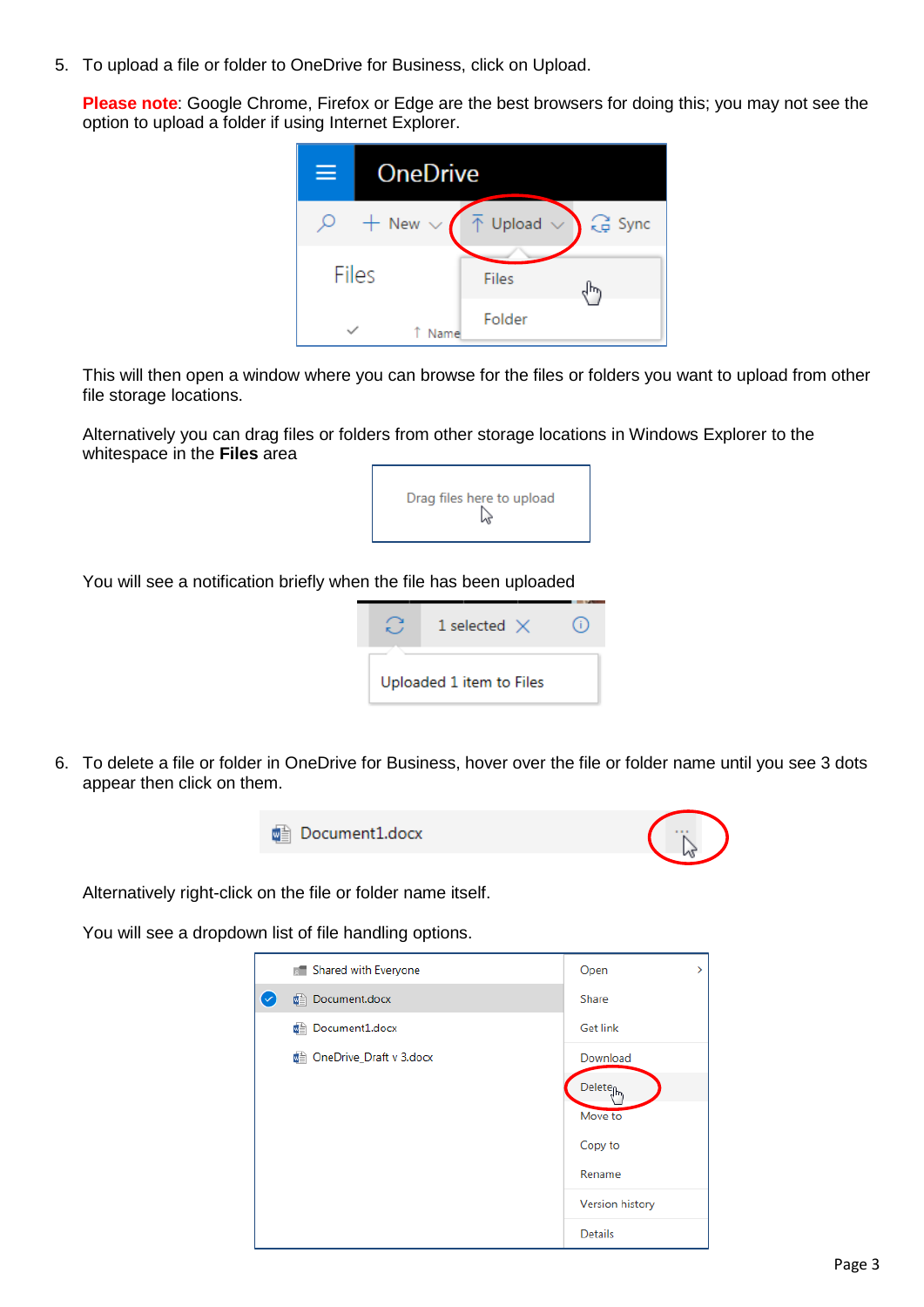5. To upload a file or folder to OneDrive for Business, click on Upload.

   **Please note**: Google Chrome, Firefox or Edge are the best browsers for doing this; you may not see the option to upload a folder if using Internet Explorer.

   This will then open a window where you can browse for the files or folders you want to upload from other file storage locations.

   Alternatively you can drag files or folders from other storage locations in Windows Explorer to the whitespace in the **Files** area

   You will see a notification briefly when the file has been uploaded

6. To delete a file or folder in OneDrive for Business, hover over the file or folder name until you see 3 dots appear then click on them.

   Alternatively right-click on the file or folder name itself.

   You will see a dropdown list of file handling options.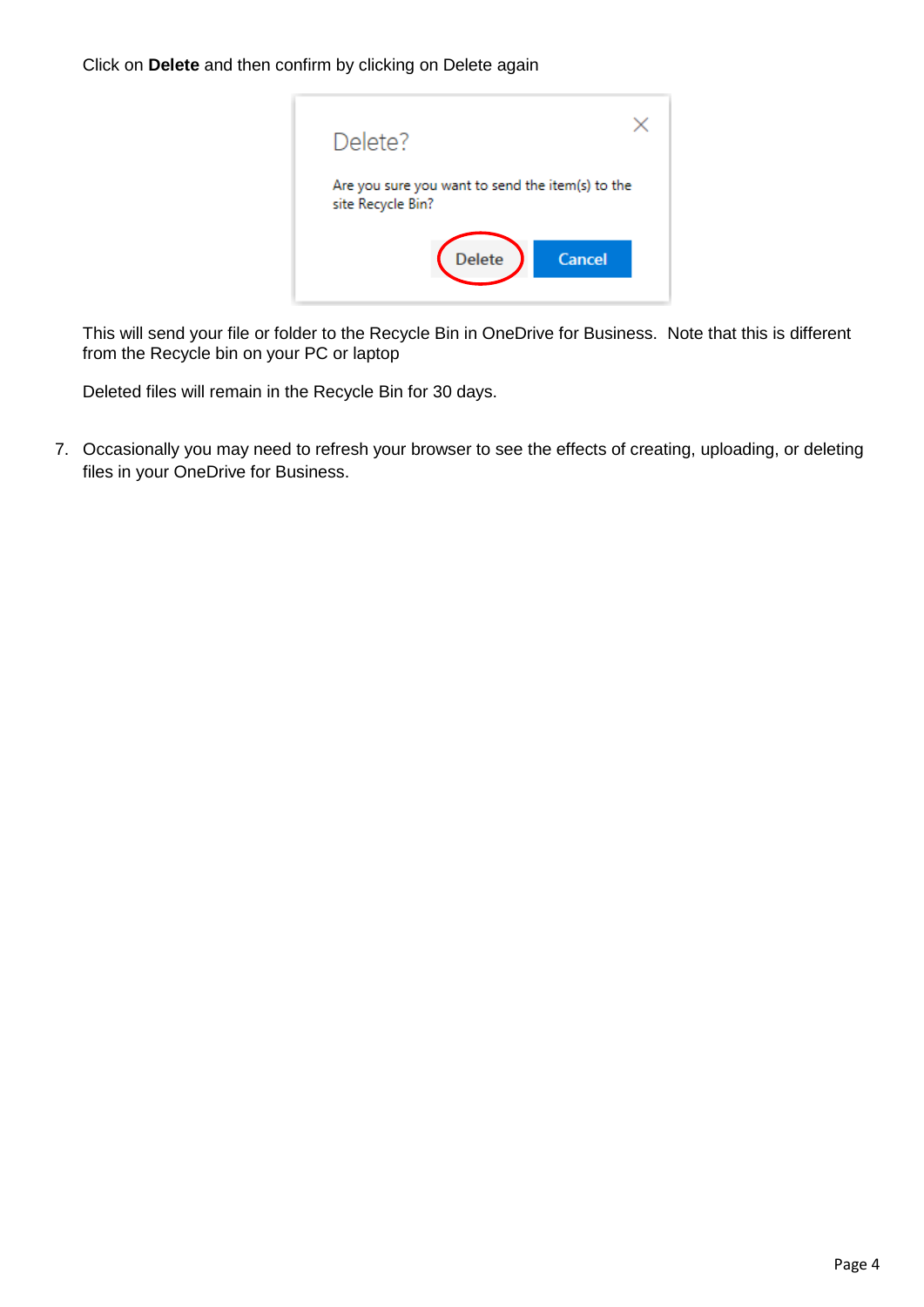Click on **Delete** and then confirm by clicking on Delete again

This will send your file or folder to the Recycle Bin in OneDrive for Business. Note that this is different from the Recycle bin on your PC or laptop

Deleted files will remain in the Recycle Bin for 30 days.

7. Occasionally you may need to refresh your browser to see the effects of creating, uploading, or deleting files in your OneDrive for Business.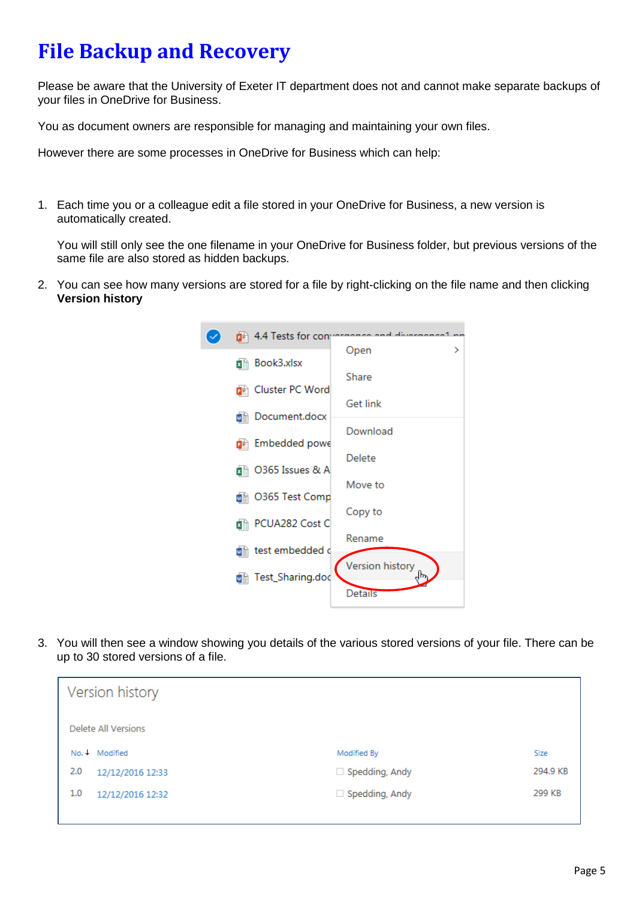# File Backup and Recovery

Please be aware that the University of Exeter IT department does not and cannot make separate backups of your files in OneDrive for Business.

You as document owners are responsible for managing and maintaining your own files.

However there are some processes in OneDrive for Business which can help:

1. Each time you or a colleague edit a file stored in your OneDrive for Business, a new version is automatically created.

   You will still only see the one filename in your OneDrive for Business folder, but previous versions of the same file are also stored as hidden backups.

2. You can see how many versions are stored for a file by right-clicking on the file name and then clicking **Version history**

3. You will then see a window showing you details of the various stored versions of your file. There can be up to 30 stored versions of a file.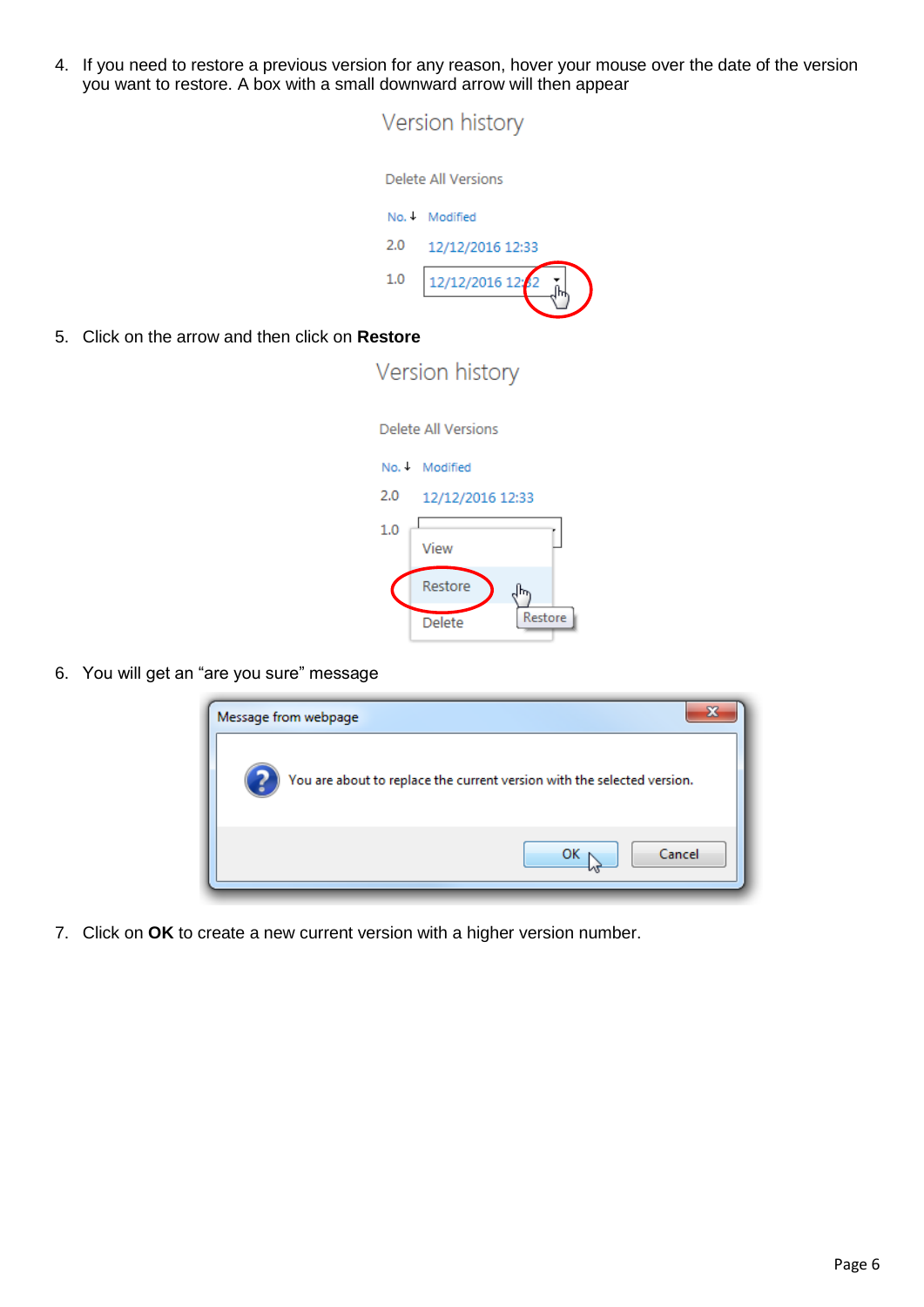4. If you need to restore a previous version for any reason, hover your mouse over the date of the version you want to restore. A box with a small downward arrow will then appear

5. Click on the arrow and then click on **Restore**

6. You will get an “are you sure” message

7. Click on **OK** to create a new current version with a higher version number.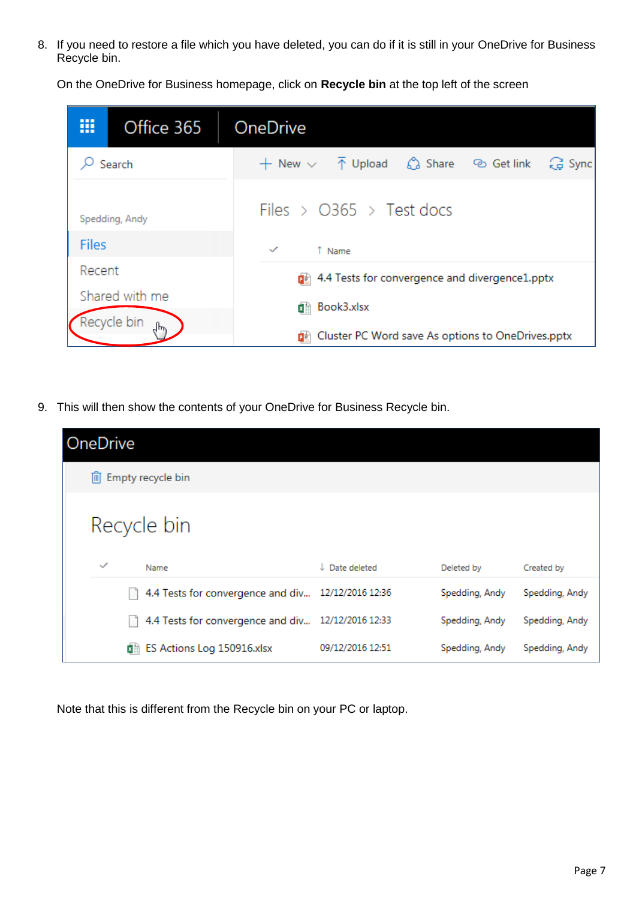8. If you need to restore a file which you have deleted, you can do if it is still in your OneDrive for Business Recycle bin.

   On the OneDrive for Business homepage, click on **Recycle bin** at the top left of the screen

9. This will then show the contents of your OneDrive for Business Recycle bin.

Note that this is different from the Recycle bin on your PC or laptop.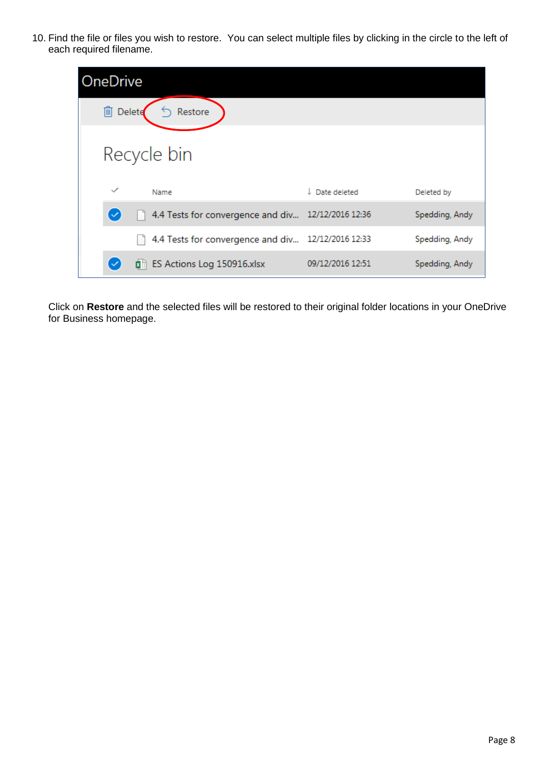10. Find the file or files you wish to restore. You can select multiple files by clicking in the circle to the left of each required filename.

Click on **Restore** and the selected files will be restored to their original folder locations in your OneDrive for Business homepage.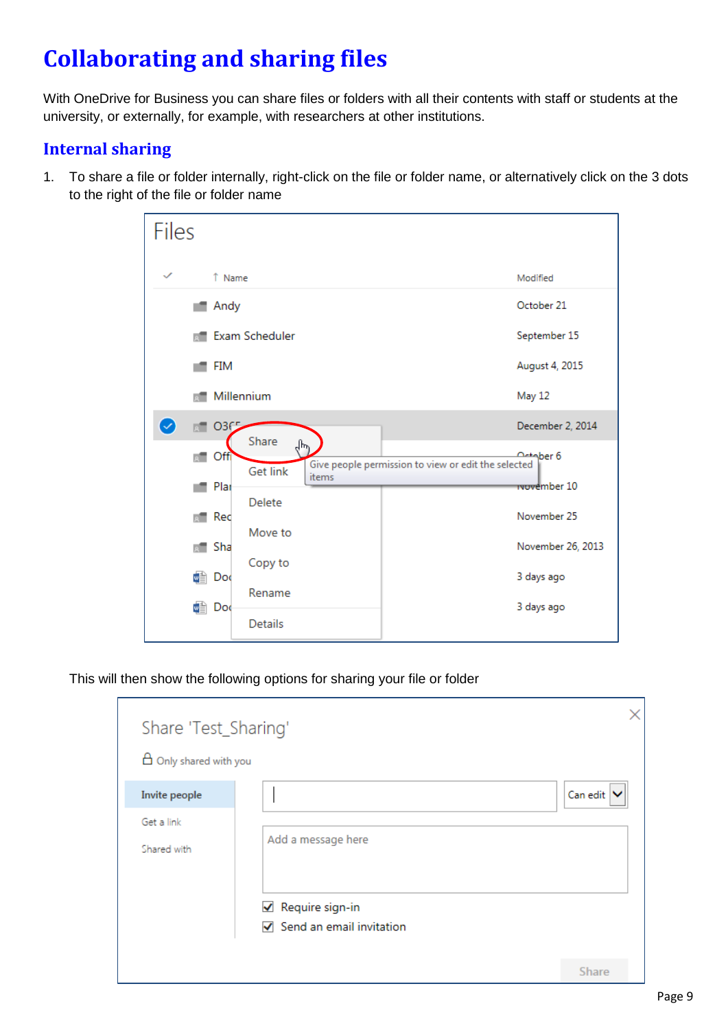# Collaborating and sharing files

With OneDrive for Business you can share files or folders with all their contents with staff or students at the university, or externally, for example, with researchers at other institutions.

## Internal sharing

1. To share a file or folder internally, right-click on the file or folder name, or alternatively click on the 3 dots to the right of the file or folder name

   This will then show the following options for sharing your file or folder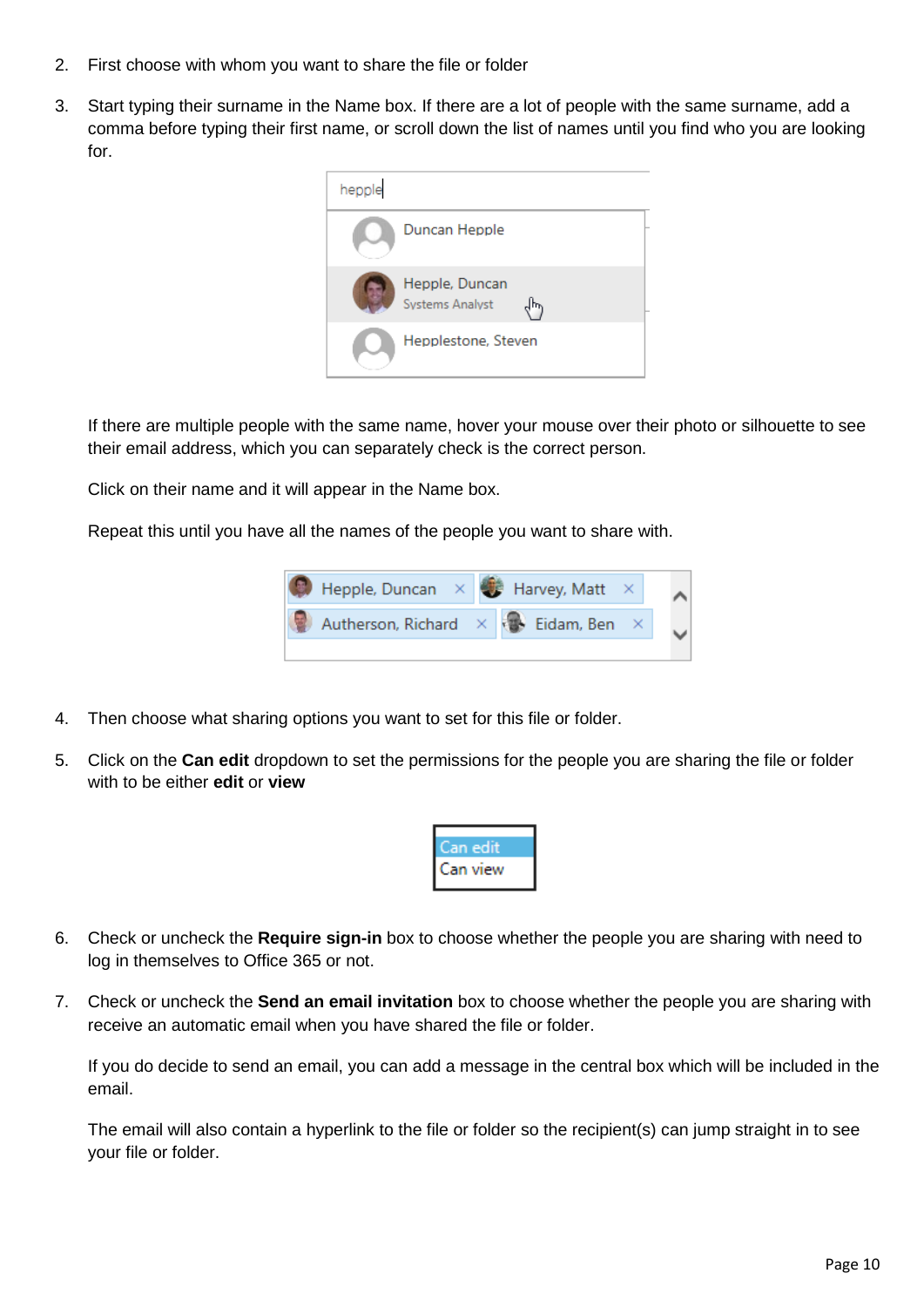2. First choose with whom you want to share the file or folder

3. Start typing their surname in the Name box. If there are a lot of people with the same surname, add a comma before typing their first name, or scroll down the list of names until you find who you are looking for.

   If there are multiple people with the same name, hover your mouse over their photo or silhouette to see their email address, which you can separately check is the correct person.

   Click on their name and it will appear in the Name box.

   Repeat this until you have all the names of the people you want to share with.

4. Then choose what sharing options you want to set for this file or folder.

5. Click on the **Can edit** dropdown to set the permissions for the people you are sharing the file or folder with to be either **edit** or **view**

6. Check or uncheck the **Require sign-in** box to choose whether the people you are sharing with need to log in themselves to Office 365 or not.

7. Check or uncheck the **Send an email invitation** box to choose whether the people you are sharing with receive an automatic email when you have shared the file or folder.

   If you do decide to send an email, you can add a message in the central box which will be included in the email.

   The email will also contain a hyperlink to the file or folder so the recipient(s) can jump straight in to see your file or folder.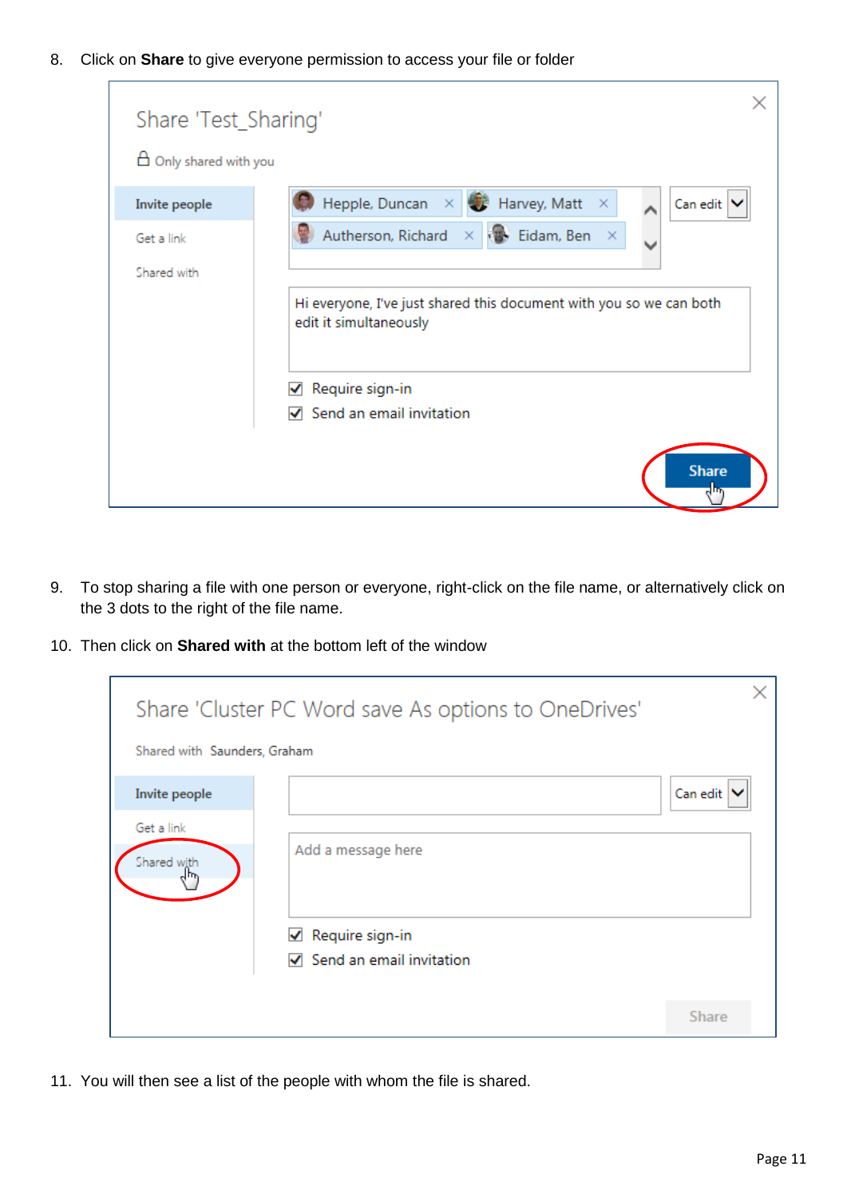8. Click on **Share** to give everyone permission to access your file or folder

9. To stop sharing a file with one person or everyone, right-click on the file name, or alternatively click on the 3 dots to the right of the file name.

10. Then click on **Shared with** at the bottom left of the window

11. You will then see a list of the people with whom the file is shared.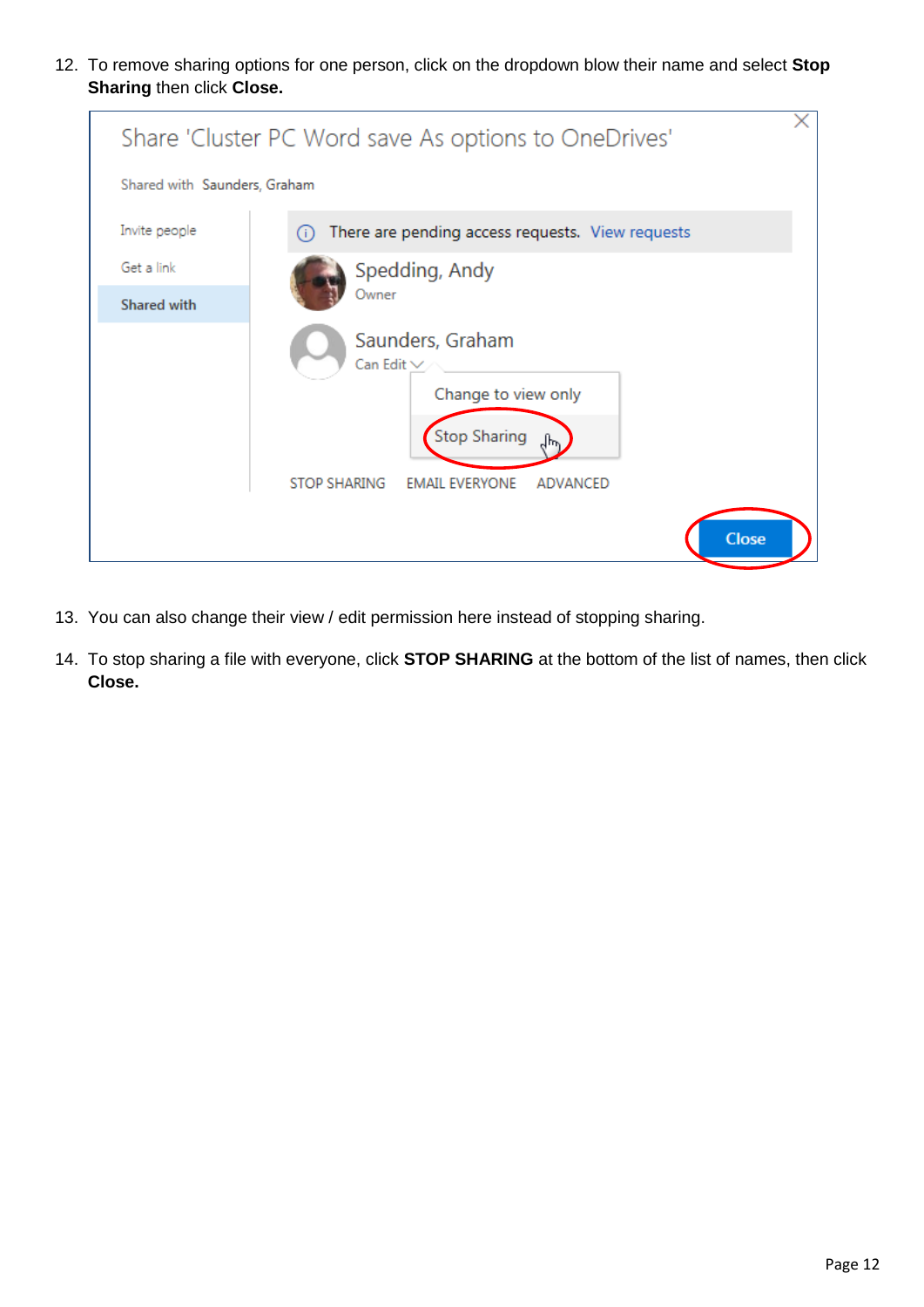12. To remove sharing options for one person, click on the dropdown blow their name and select **Stop Sharing** then click **Close.**

13. You can also change their view / edit permission here instead of stopping sharing.

14. To stop sharing a file with everyone, click **STOP SHARING** at the bottom of the list of names, then click **Close.**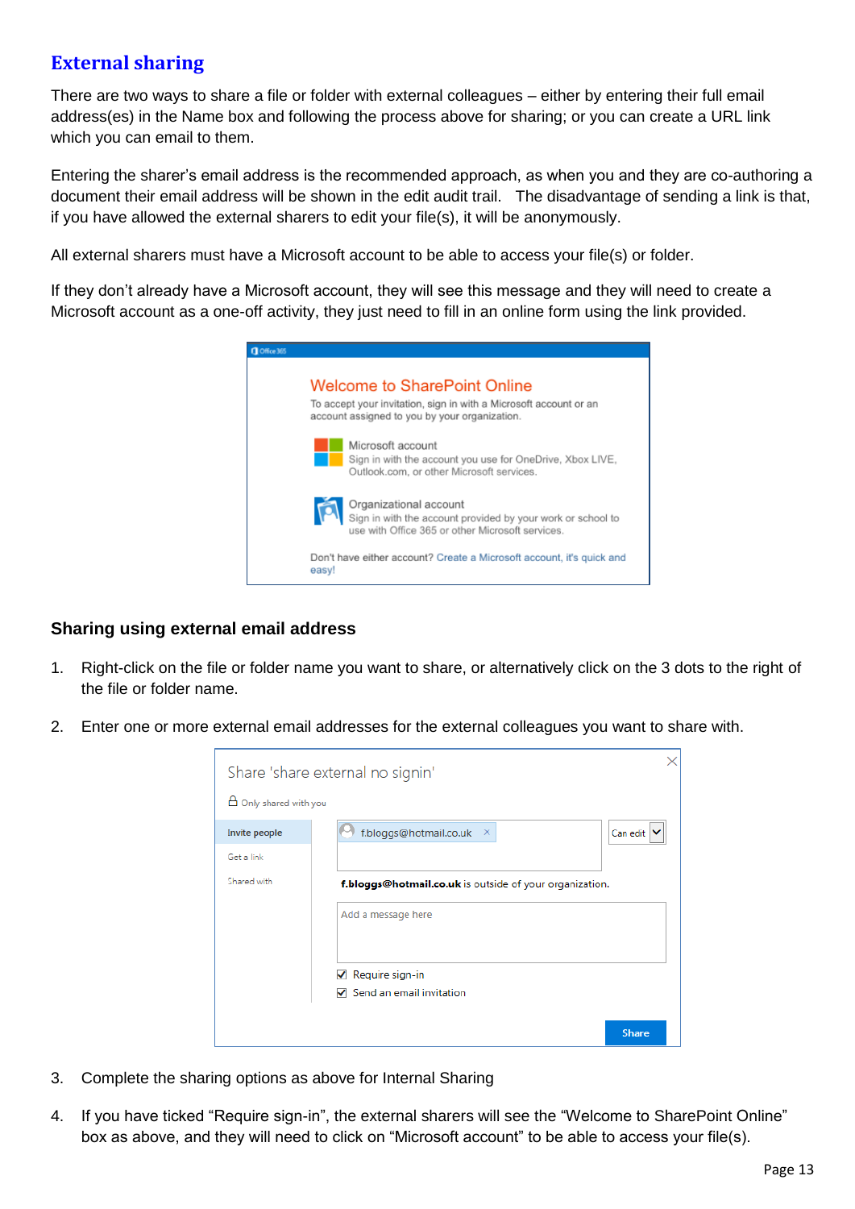## External sharing

There are two ways to share a file or folder with external colleagues – either by entering their full email address(es) in the Name box and following the process above for sharing; or you can create a URL link which you can email to them.

Entering the sharer's email address is the recommended approach, as when you and they are co-authoring a document their email address will be shown in the edit audit trail. The disadvantage of sending a link is that, if you have allowed the external sharers to edit your file(s), it will be anonymously.

All external sharers must have a Microsoft account to be able to access your file(s) or folder.

If they don't already have a Microsoft account, they will see this message and they will need to create a Microsoft account as a one-off activity, they just need to fill in an online form using the link provided.

### Sharing using external email address

1. Right-click on the file or folder name you want to share, or alternatively click on the 3 dots to the right of the file or folder name.

2. Enter one or more external email addresses for the external colleagues you want to share with.

3. Complete the sharing options as above for Internal Sharing

4. If you have ticked "Require sign-in", the external sharers will see the "Welcome to SharePoint Online" box as above, and they will need to click on "Microsoft account" to be able to access your file(s).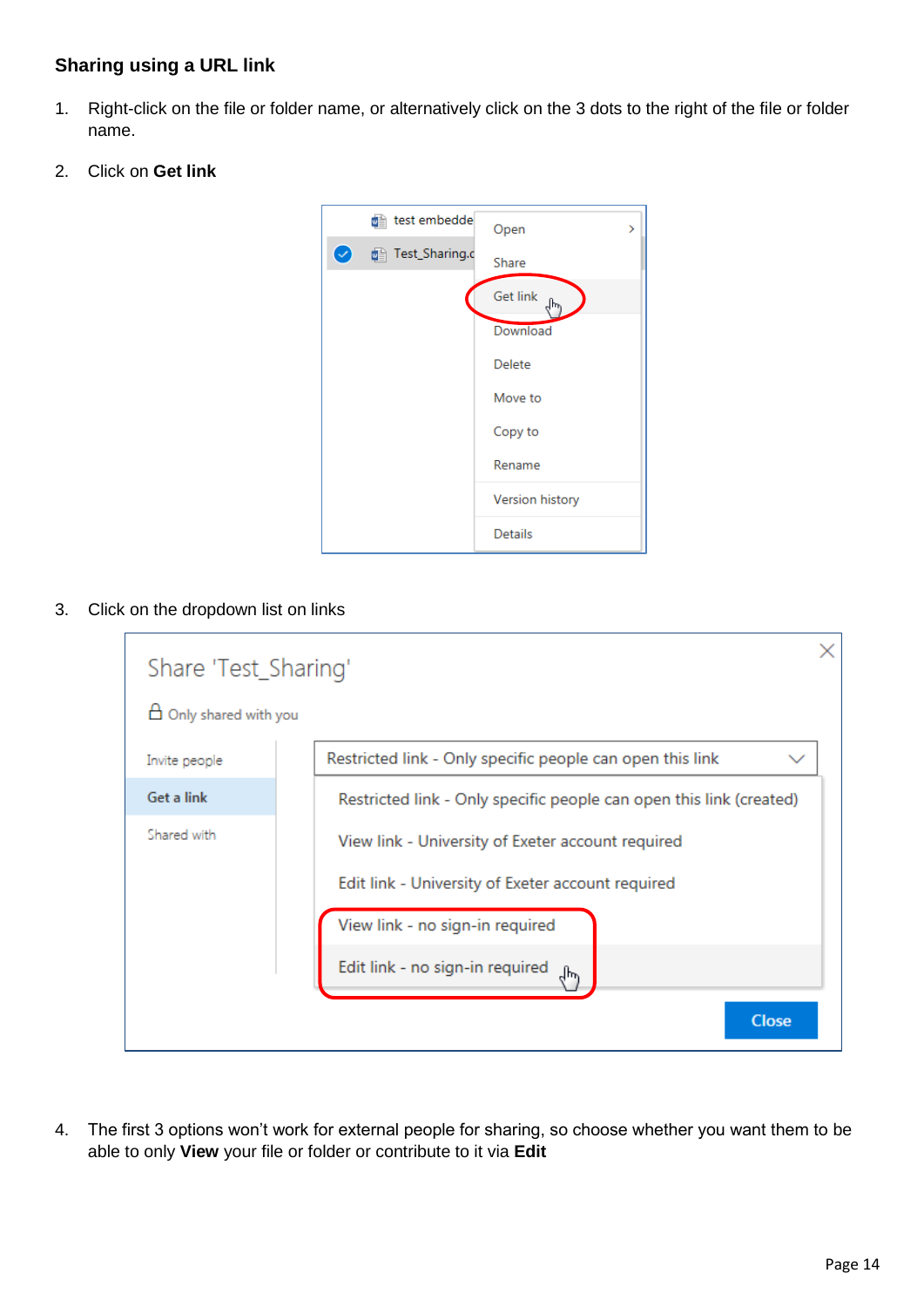**Sharing using a URL link**

1. Right-click on the file or folder name, or alternatively click on the 3 dots to the right of the file or folder name.
2. Click on **Get link**
3. Click on the dropdown list on links
4. The first 3 options won't work for external people for sharing, so choose whether you want them to be able to only **View** your file or folder or contribute to it via **Edit**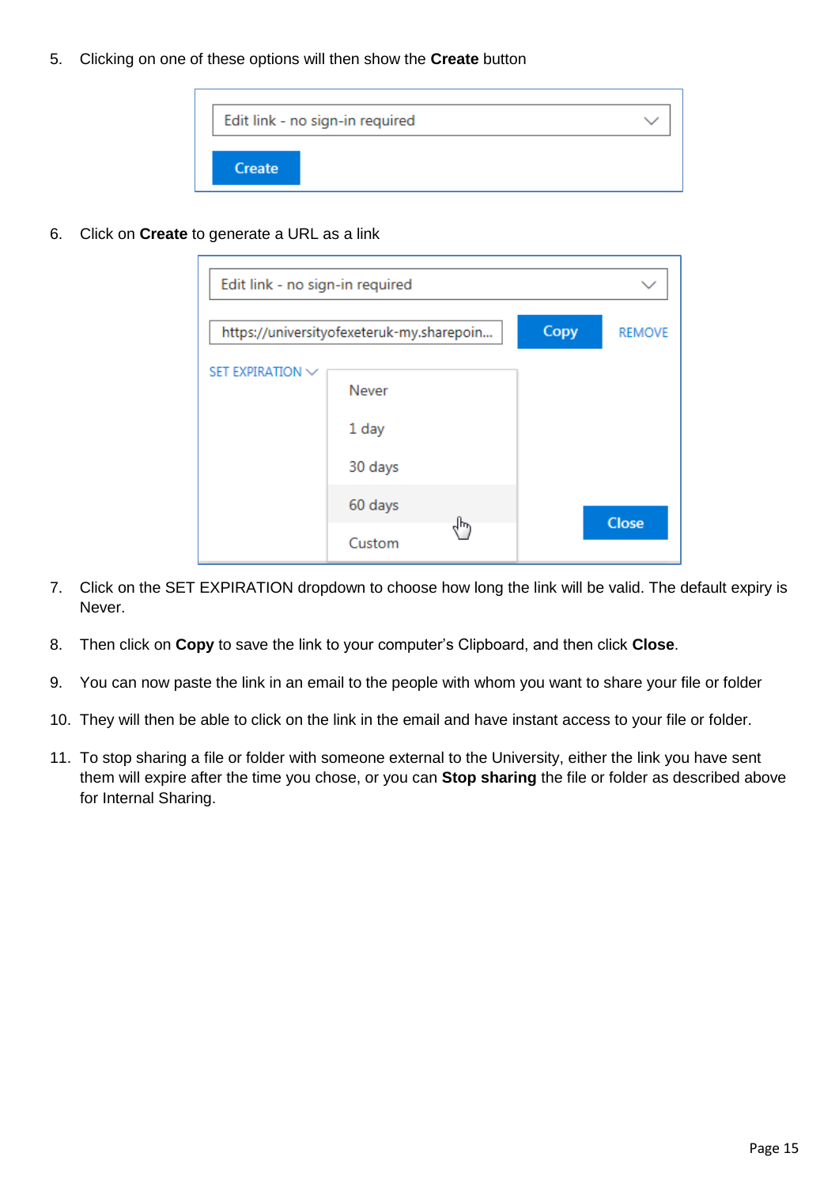5. Clicking on one of these options will then show the **Create** button

6. Click on **Create** to generate a URL as a link

7. Click on the SET EXPIRATION dropdown to choose how long the link will be valid. The default expiry is Never.

8. Then click on **Copy** to save the link to your computer's Clipboard, and then click **Close**.

9. You can now paste the link in an email to the people with whom you want to share your file or folder

10. They will then be able to click on the link in the email and have instant access to your file or folder.

11. To stop sharing a file or folder with someone external to the University, either the link you have sent them will expire after the time you chose, or you can **Stop sharing** the file or folder as described above for Internal Sharing.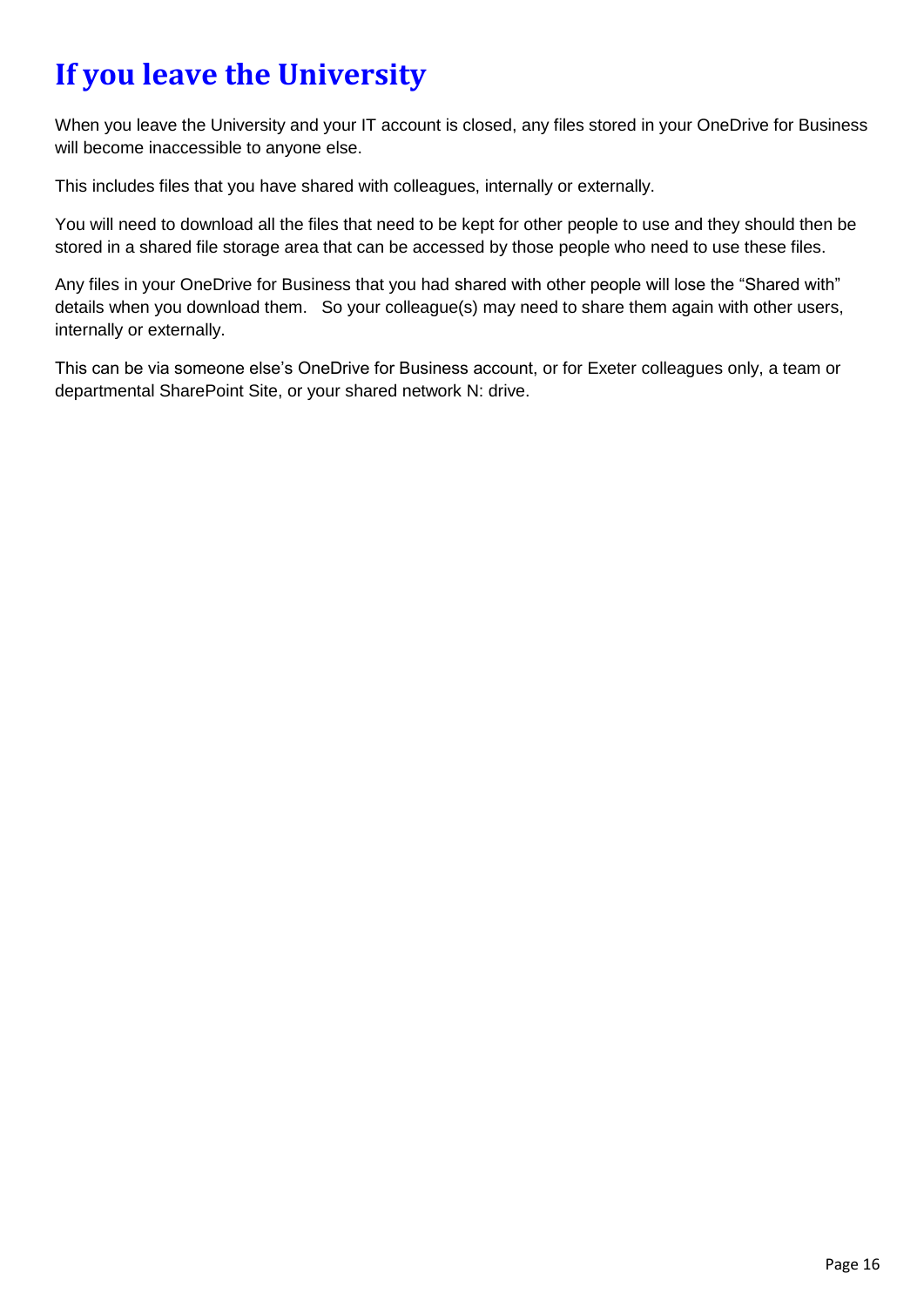# If you leave the University

When you leave the University and your IT account is closed, any files stored in your OneDrive for Business will become inaccessible to anyone else.

This includes files that you have shared with colleagues, internally or externally.

You will need to download all the files that need to be kept for other people to use and they should then be stored in a shared file storage area that can be accessed by those people who need to use these files.

Any files in your OneDrive for Business that you had shared with other people will lose the "Shared with" details when you download them. So your colleague(s) may need to share them again with other users, internally or externally.

This can be via someone else's OneDrive for Business account, or for Exeter colleagues only, a team or departmental SharePoint Site, or your shared network N: drive.